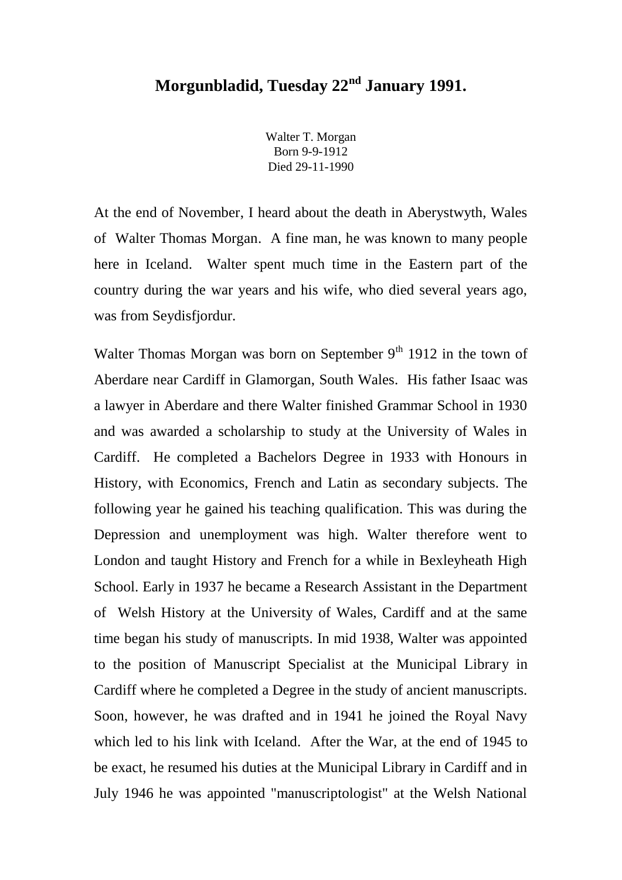# Morgunbladid, Tuesday 22nd January 1991.

Walter T. Morgan  
Born 9-9-1912  
Died 29-11-1990

At the end of November, I heard about the death in Aberystwyth, Wales of Walter Thomas Morgan. A fine man, he was known to many people here in Iceland. Walter spent much time in the Eastern part of the country during the war years and his wife, who died several years ago, was from Seydisfjordur.

Walter Thomas Morgan was born on September 9th 1912 in the town of Aberdare near Cardiff in Glamorgan, South Wales. His father Isaac was a lawyer in Aberdare and there Walter finished Grammar School in 1930 and was awarded a scholarship to study at the University of Wales in Cardiff. He completed a Bachelors Degree in 1933 with Honours in History, with Economics, French and Latin as secondary subjects. The following year he gained his teaching qualification. This was during the Depression and unemployment was high. Walter therefore went to London and taught History and French for a while in Bexleyheath High School. Early in 1937 he became a Research Assistant in the Department of Welsh History at the University of Wales, Cardiff and at the same time began his study of manuscripts. In mid 1938, Walter was appointed to the position of Manuscript Specialist at the Municipal Library in Cardiff where he completed a Degree in the study of ancient manuscripts. Soon, however, he was drafted and in 1941 he joined the Royal Navy which led to his link with Iceland. After the War, at the end of 1945 to be exact, he resumed his duties at the Municipal Library in Cardiff and in July 1946 he was appointed "manuscriptologist" at the Welsh National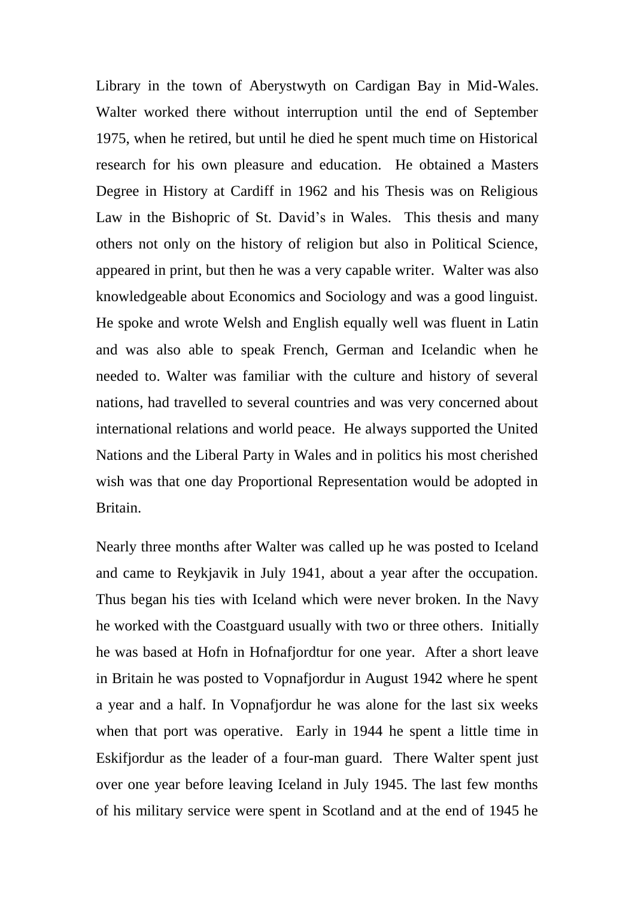Library in the town of Aberystwyth on Cardigan Bay in Mid-Wales. Walter worked there without interruption until the end of September 1975, when he retired, but until he died he spent much time on Historical research for his own pleasure and education. He obtained a Masters Degree in History at Cardiff in 1962 and his Thesis was on Religious Law in the Bishopric of St. David's in Wales. This thesis and many others not only on the history of religion but also in Political Science, appeared in print, but then he was a very capable writer. Walter was also knowledgeable about Economics and Sociology and was a good linguist. He spoke and wrote Welsh and English equally well was fluent in Latin and was also able to speak French, German and Icelandic when he needed to. Walter was familiar with the culture and history of several nations, had travelled to several countries and was very concerned about international relations and world peace. He always supported the United Nations and the Liberal Party in Wales and in politics his most cherished wish was that one day Proportional Representation would be adopted in Britain.

Nearly three months after Walter was called up he was posted to Iceland and came to Reykjavik in July 1941, about a year after the occupation. Thus began his ties with Iceland which were never broken. In the Navy he worked with the Coastguard usually with two or three others. Initially he was based at Hofn in Hofnafjordtur for one year. After a short leave in Britain he was posted to Vopnafjordur in August 1942 where he spent a year and a half. In Vopnafjordur he was alone for the last six weeks when that port was operative. Early in 1944 he spent a little time in Eskifjordur as the leader of a four-man guard. There Walter spent just over one year before leaving Iceland in July 1945. The last few months of his military service were spent in Scotland and at the end of 1945 he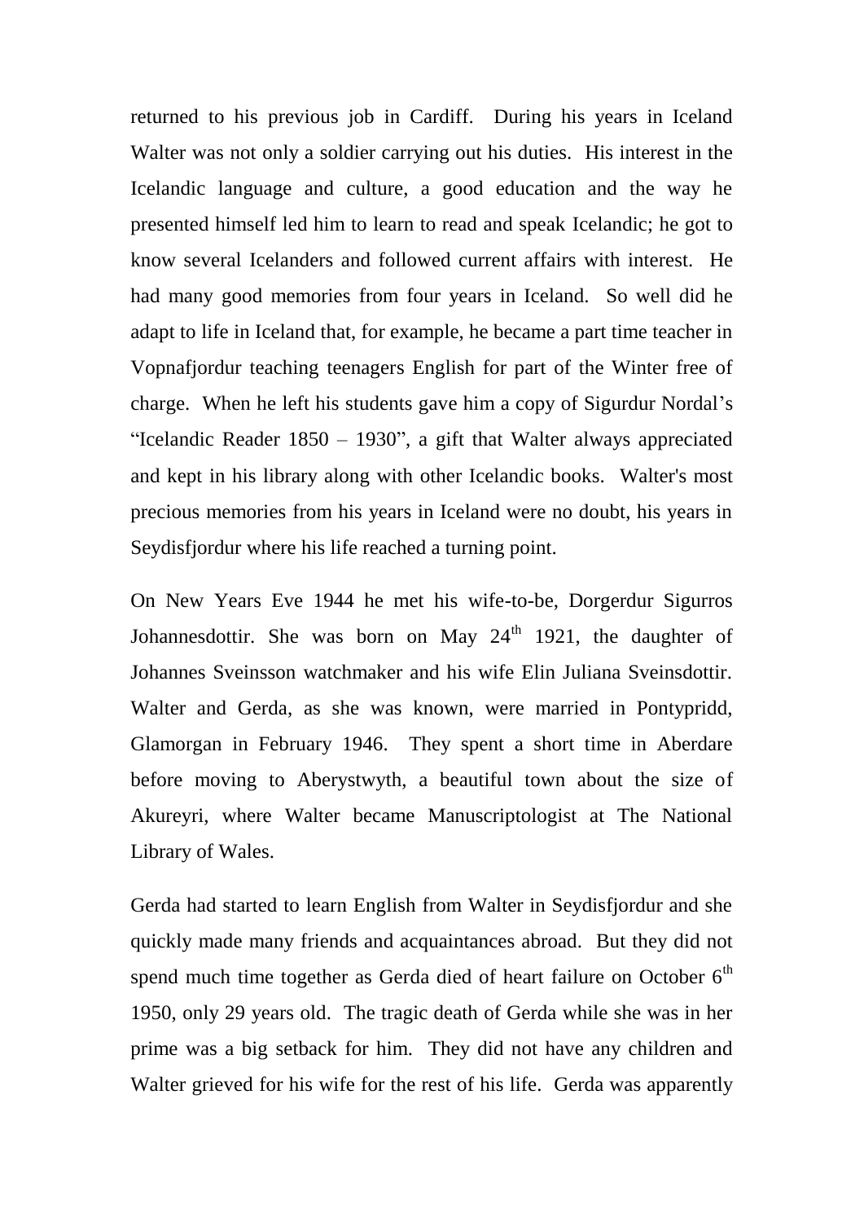returned to his previous job in Cardiff. During his years in Iceland Walter was not only a soldier carrying out his duties. His interest in the Icelandic language and culture, a good education and the way he presented himself led him to learn to read and speak Icelandic; he got to know several Icelanders and followed current affairs with interest. He had many good memories from four years in Iceland. So well did he adapt to life in Iceland that, for example, he became a part time teacher in Vopnafjordur teaching teenagers English for part of the Winter free of charge. When he left his students gave him a copy of Sigurdur Nordal's "Icelandic Reader 1850 – 1930", a gift that Walter always appreciated and kept in his library along with other Icelandic books. Walter's most precious memories from his years in Iceland were no doubt, his years in Seydisfjordur where his life reached a turning point.

On New Years Eve 1944 he met his wife-to-be, Dorgerdur Sigurros Johannesdottir. She was born on May 24th 1921, the daughter of Johannes Sveinsson watchmaker and his wife Elin Juliana Sveinsdottir. Walter and Gerda, as she was known, were married in Pontypridd, Glamorgan in February 1946. They spent a short time in Aberdare before moving to Aberystwyth, a beautiful town about the size of Akureyri, where Walter became Manuscriptologist at The National Library of Wales.

Gerda had started to learn English from Walter in Seydisfjordur and she quickly made many friends and acquaintances abroad. But they did not spend much time together as Gerda died of heart failure on October 6th 1950, only 29 years old. The tragic death of Gerda while she was in her prime was a big setback for him. They did not have any children and Walter grieved for his wife for the rest of his life. Gerda was apparently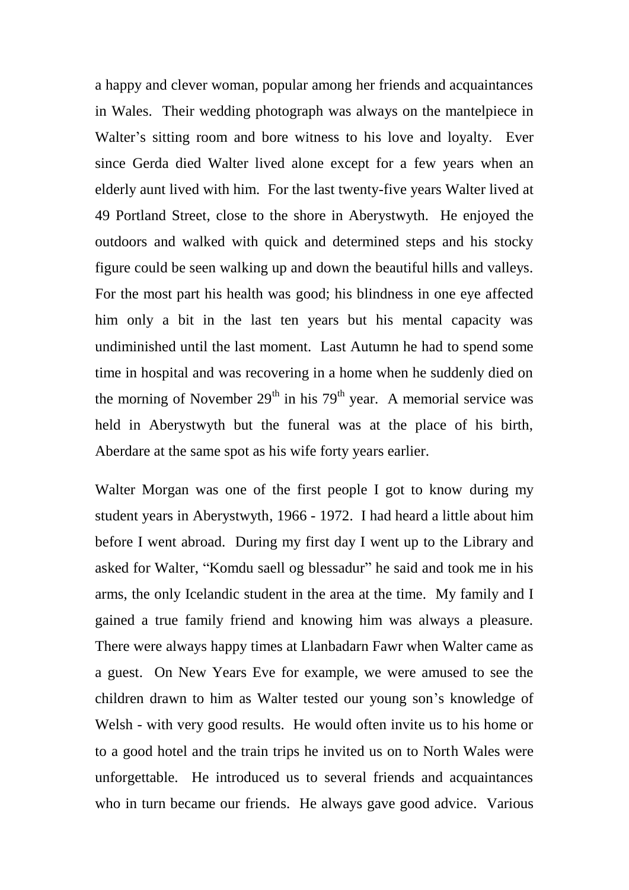a happy and clever woman, popular among her friends and acquaintances in Wales. Their wedding photograph was always on the mantelpiece in Walter's sitting room and bore witness to his love and loyalty. Ever since Gerda died Walter lived alone except for a few years when an elderly aunt lived with him. For the last twenty-five years Walter lived at 49 Portland Street, close to the shore in Aberystwyth. He enjoyed the outdoors and walked with quick and determined steps and his stocky figure could be seen walking up and down the beautiful hills and valleys. For the most part his health was good; his blindness in one eye affected him only a bit in the last ten years but his mental capacity was undiminished until the last moment. Last Autumn he had to spend some time in hospital and was recovering in a home when he suddenly died on the morning of November 29th in his 79th year. A memorial service was held in Aberystwyth but the funeral was at the place of his birth, Aberdare at the same spot as his wife forty years earlier.

Walter Morgan was one of the first people I got to know during my student years in Aberystwyth, 1966 - 1972. I had heard a little about him before I went abroad. During my first day I went up to the Library and asked for Walter, "Komdu saell og blessadur" he said and took me in his arms, the only Icelandic student in the area at the time. My family and I gained a true family friend and knowing him was always a pleasure. There were always happy times at Llanbadarn Fawr when Walter came as a guest. On New Years Eve for example, we were amused to see the children drawn to him as Walter tested our young son's knowledge of Welsh - with very good results. He would often invite us to his home or to a good hotel and the train trips he invited us on to North Wales were unforgettable. He introduced us to several friends and acquaintances who in turn became our friends. He always gave good advice. Various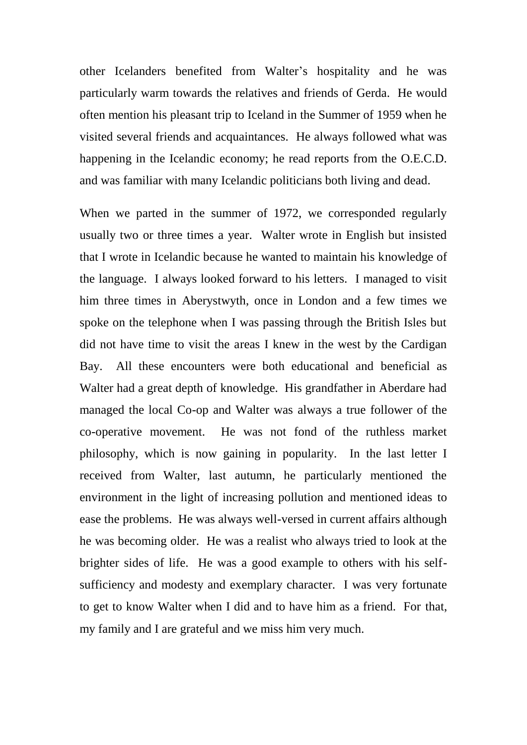other Icelanders benefited from Walter's hospitality and he was particularly warm towards the relatives and friends of Gerda. He would often mention his pleasant trip to Iceland in the Summer of 1959 when he visited several friends and acquaintances. He always followed what was happening in the Icelandic economy; he read reports from the O.E.C.D. and was familiar with many Icelandic politicians both living and dead.

When we parted in the summer of 1972, we corresponded regularly usually two or three times a year. Walter wrote in English but insisted that I wrote in Icelandic because he wanted to maintain his knowledge of the language. I always looked forward to his letters. I managed to visit him three times in Aberystwyth, once in London and a few times we spoke on the telephone when I was passing through the British Isles but did not have time to visit the areas I knew in the west by the Cardigan Bay. All these encounters were both educational and beneficial as Walter had a great depth of knowledge. His grandfather in Aberdare had managed the local Co-op and Walter was always a true follower of the co-operative movement. He was not fond of the ruthless market philosophy, which is now gaining in popularity. In the last letter I received from Walter, last autumn, he particularly mentioned the environment in the light of increasing pollution and mentioned ideas to ease the problems. He was always well-versed in current affairs although he was becoming older. He was a realist who always tried to look at the brighter sides of life. He was a good example to others with his self-sufficiency and modesty and exemplary character. I was very fortunate to get to know Walter when I did and to have him as a friend. For that, my family and I are grateful and we miss him very much.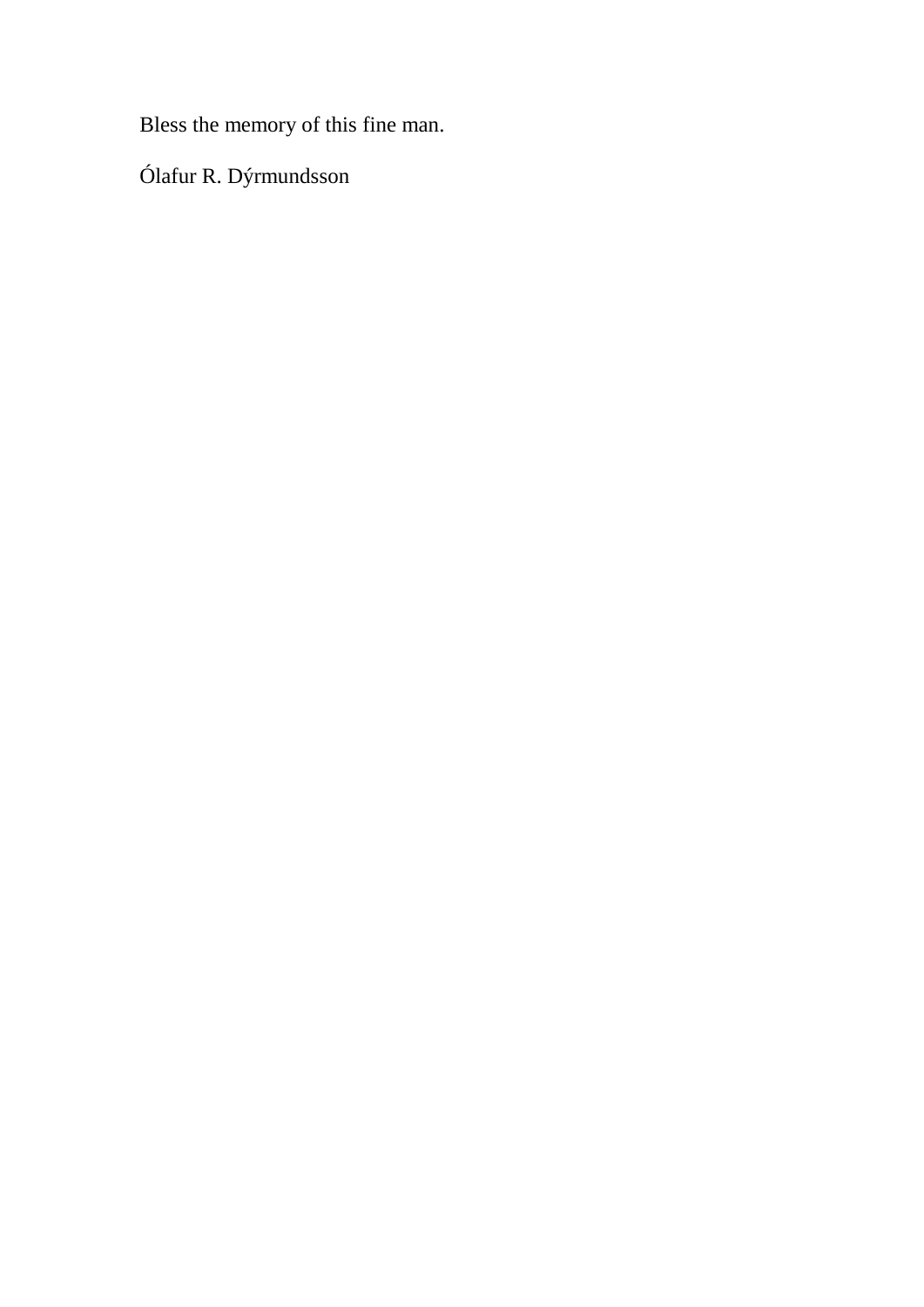Bless the memory of this fine man.

Ólafur R. Dýrmundsson